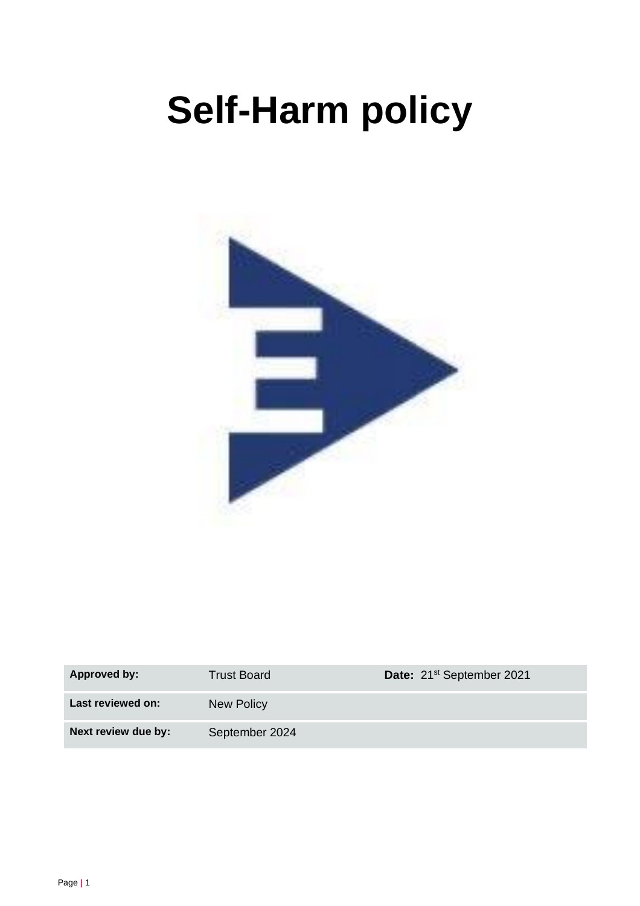# Self-Harm policy

| Approved by: | Trust Board | Date: 21st September 2021 |
|---|---|---|
| Last reviewed on: | New Policy | |
| Next review due by: | September 2024 | |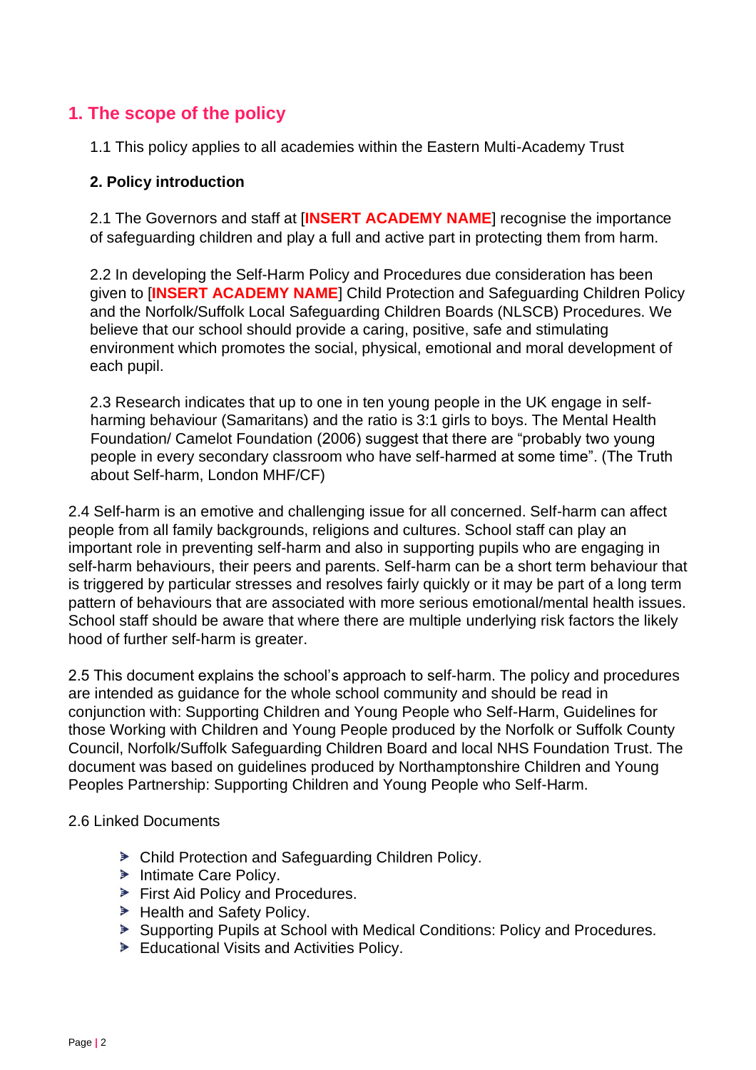## 1. The scope of the policy

1.1 This policy applies to all academies within the Eastern Multi-Academy Trust

**2. Policy introduction**

2.1 The Governors and staff at [**INSERT ACADEMY NAME**] recognise the importance of safeguarding children and play a full and active part in protecting them from harm.

2.2 In developing the Self-Harm Policy and Procedures due consideration has been given to [**INSERT ACADEMY NAME**] Child Protection and Safeguarding Children Policy and the Norfolk/Suffolk Local Safeguarding Children Boards (NLSCB) Procedures. We believe that our school should provide a caring, positive, safe and stimulating environment which promotes the social, physical, emotional and moral development of each pupil.

2.3 Research indicates that up to one in ten young people in the UK engage in self-harming behaviour (Samaritans) and the ratio is 3:1 girls to boys. The Mental Health Foundation/ Camelot Foundation (2006) suggest that there are "probably two young people in every secondary classroom who have self-harmed at some time". (The Truth about Self-harm, London MHF/CF)

2.4 Self-harm is an emotive and challenging issue for all concerned. Self-harm can affect people from all family backgrounds, religions and cultures. School staff can play an important role in preventing self-harm and also in supporting pupils who are engaging in self-harm behaviours, their peers and parents. Self-harm can be a short term behaviour that is triggered by particular stresses and resolves fairly quickly or it may be part of a long term pattern of behaviours that are associated with more serious emotional/mental health issues. School staff should be aware that where there are multiple underlying risk factors the likely hood of further self-harm is greater.

2.5 This document explains the school's approach to self-harm. The policy and procedures are intended as guidance for the whole school community and should be read in conjunction with: Supporting Children and Young People who Self-Harm, Guidelines for those Working with Children and Young People produced by the Norfolk or Suffolk County Council, Norfolk/Suffolk Safeguarding Children Board and local NHS Foundation Trust. The document was based on guidelines produced by Northamptonshire Children and Young Peoples Partnership: Supporting Children and Young People who Self-Harm.

2.6 Linked Documents

- Child Protection and Safeguarding Children Policy.
- Intimate Care Policy.
- First Aid Policy and Procedures.
- Health and Safety Policy.
- Supporting Pupils at School with Medical Conditions: Policy and Procedures.
- Educational Visits and Activities Policy.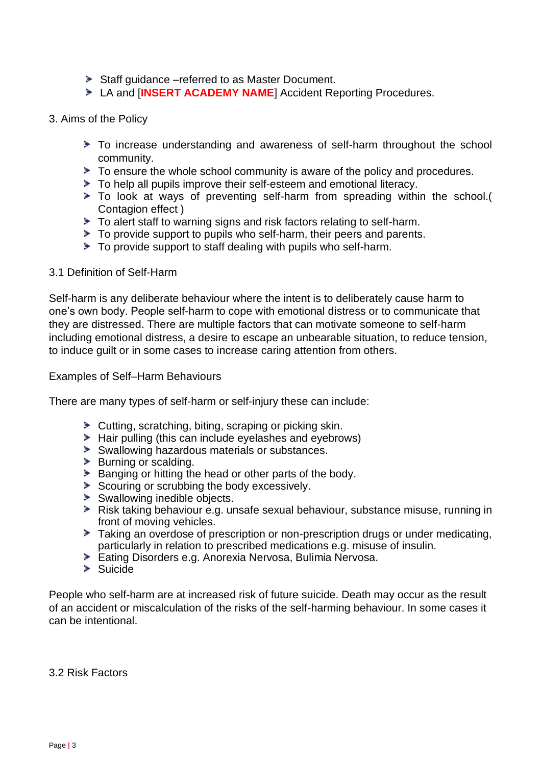- Staff guidance –referred to as Master Document.
- LA and [**INSERT ACADEMY NAME**] Accident Reporting Procedures.

## 3. Aims of the Policy

- To increase understanding and awareness of self-harm throughout the school community.
- To ensure the whole school community is aware of the policy and procedures.
- To help all pupils improve their self-esteem and emotional literacy.
- To look at ways of preventing self-harm from spreading within the school.( Contagion effect )
- To alert staff to warning signs and risk factors relating to self-harm.
- To provide support to pupils who self-harm, their peers and parents.
- To provide support to staff dealing with pupils who self-harm.

### 3.1 Definition of Self-Harm

Self-harm is any deliberate behaviour where the intent is to deliberately cause harm to one's own body. People self-harm to cope with emotional distress or to communicate that they are distressed. There are multiple factors that can motivate someone to self-harm including emotional distress, a desire to escape an unbearable situation, to reduce tension, to induce guilt or in some cases to increase caring attention from others.

Examples of Self–Harm Behaviours

There are many types of self-harm or self-injury these can include:

- Cutting, scratching, biting, scraping or picking skin.
- Hair pulling (this can include eyelashes and eyebrows)
- Swallowing hazardous materials or substances.
- Burning or scalding.
- Banging or hitting the head or other parts of the body.
- Scouring or scrubbing the body excessively.
- Swallowing inedible objects.
- Risk taking behaviour e.g. unsafe sexual behaviour, substance misuse, running in front of moving vehicles.
- Taking an overdose of prescription or non-prescription drugs or under medicating, particularly in relation to prescribed medications e.g. misuse of insulin.
- Eating Disorders e.g. Anorexia Nervosa, Bulimia Nervosa.
- Suicide

People who self-harm are at increased risk of future suicide. Death may occur as the result of an accident or miscalculation of the risks of the self-harming behaviour. In some cases it can be intentional.

### 3.2 Risk Factors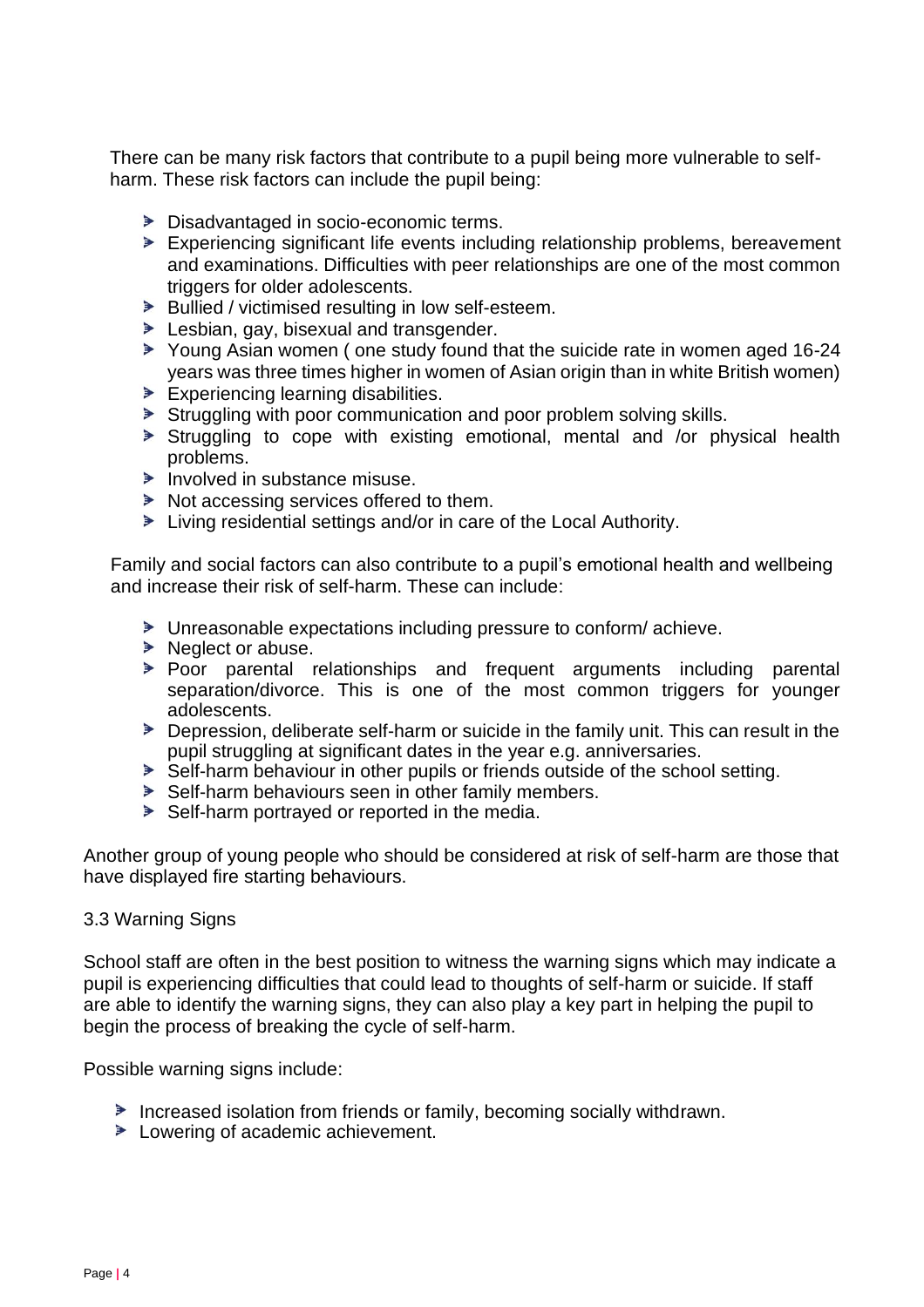There can be many risk factors that contribute to a pupil being more vulnerable to self-harm. These risk factors can include the pupil being:

- Disadvantaged in socio-economic terms.
- Experiencing significant life events including relationship problems, bereavement and examinations. Difficulties with peer relationships are one of the most common triggers for older adolescents.
- Bullied / victimised resulting in low self-esteem.
- Lesbian, gay, bisexual and transgender.
- Young Asian women ( one study found that the suicide rate in women aged 16-24 years was three times higher in women of Asian origin than in white British women)
- Experiencing learning disabilities.
- Struggling with poor communication and poor problem solving skills.
- Struggling to cope with existing emotional, mental and /or physical health problems.
- Involved in substance misuse.
- Not accessing services offered to them.
- Living residential settings and/or in care of the Local Authority.

Family and social factors can also contribute to a pupil's emotional health and wellbeing and increase their risk of self-harm. These can include:

- Unreasonable expectations including pressure to conform/ achieve.
- Neglect or abuse.
- Poor parental relationships and frequent arguments including parental separation/divorce. This is one of the most common triggers for younger adolescents.
- Depression, deliberate self-harm or suicide in the family unit. This can result in the pupil struggling at significant dates in the year e.g. anniversaries.
- Self-harm behaviour in other pupils or friends outside of the school setting.
- Self-harm behaviours seen in other family members.
- Self-harm portrayed or reported in the media.

Another group of young people who should be considered at risk of self-harm are those that have displayed fire starting behaviours.

### 3.3 Warning Signs

School staff are often in the best position to witness the warning signs which may indicate a pupil is experiencing difficulties that could lead to thoughts of self-harm or suicide. If staff are able to identify the warning signs, they can also play a key part in helping the pupil to begin the process of breaking the cycle of self-harm.

Possible warning signs include:

- Increased isolation from friends or family, becoming socially withdrawn.
- Lowering of academic achievement.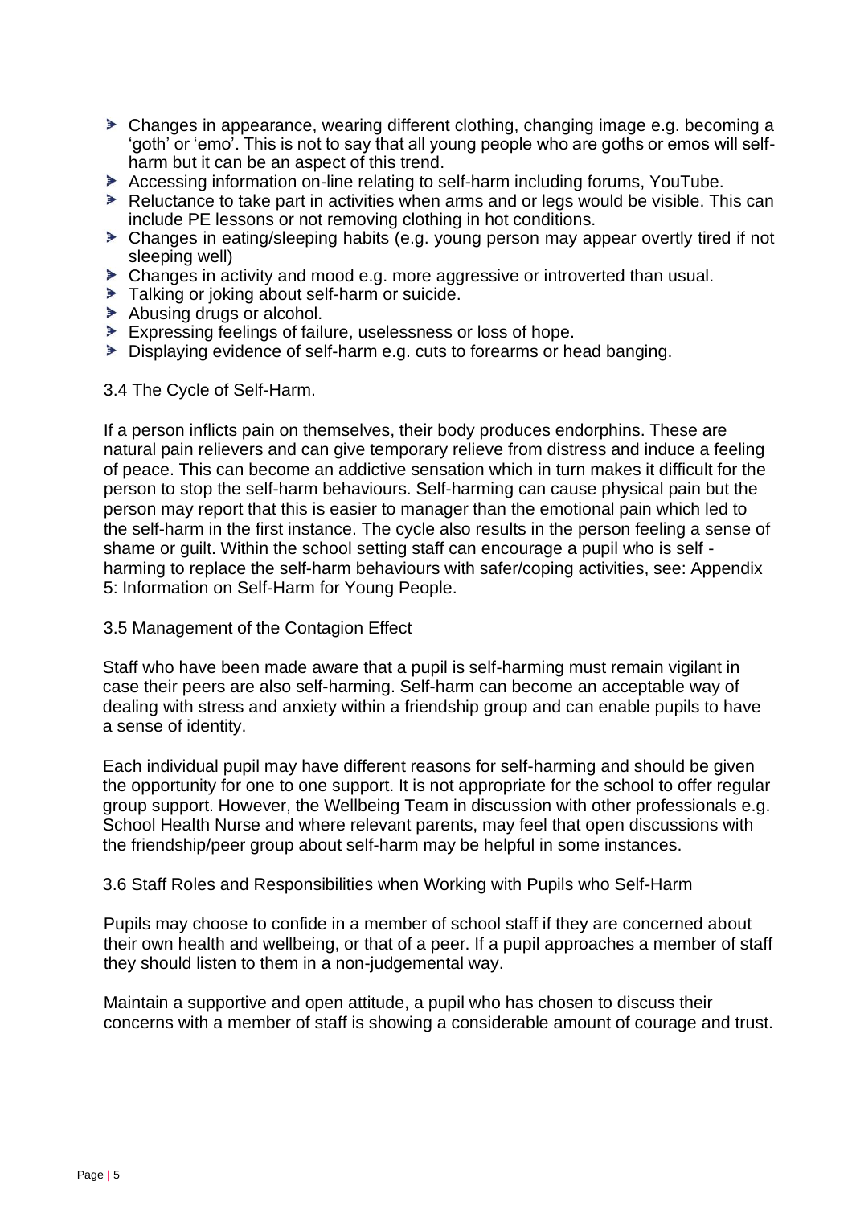- Changes in appearance, wearing different clothing, changing image e.g. becoming a 'goth' or 'emo'. This is not to say that all young people who are goths or emos will self-harm but it can be an aspect of this trend.
- Accessing information on-line relating to self-harm including forums, YouTube.
- Reluctance to take part in activities when arms and or legs would be visible. This can include PE lessons or not removing clothing in hot conditions.
- Changes in eating/sleeping habits (e.g. young person may appear overtly tired if not sleeping well)
- Changes in activity and mood e.g. more aggressive or introverted than usual.
- Talking or joking about self-harm or suicide.
- Abusing drugs or alcohol.
- Expressing feelings of failure, uselessness or loss of hope.
- Displaying evidence of self-harm e.g. cuts to forearms or head banging.

### 3.4 The Cycle of Self-Harm.

If a person inflicts pain on themselves, their body produces endorphins. These are natural pain relievers and can give temporary relieve from distress and induce a feeling of peace. This can become an addictive sensation which in turn makes it difficult for the person to stop the self-harm behaviours. Self-harming can cause physical pain but the person may report that this is easier to manager than the emotional pain which led to the self-harm in the first instance. The cycle also results in the person feeling a sense of shame or guilt. Within the school setting staff can encourage a pupil who is self - harming to replace the self-harm behaviours with safer/coping activities, see: Appendix 5: Information on Self-Harm for Young People.

### 3.5 Management of the Contagion Effect

Staff who have been made aware that a pupil is self-harming must remain vigilant in case their peers are also self-harming. Self-harm can become an acceptable way of dealing with stress and anxiety within a friendship group and can enable pupils to have a sense of identity.

Each individual pupil may have different reasons for self-harming and should be given the opportunity for one to one support. It is not appropriate for the school to offer regular group support. However, the Wellbeing Team in discussion with other professionals e.g. School Health Nurse and where relevant parents, may feel that open discussions with the friendship/peer group about self-harm may be helpful in some instances.

### 3.6 Staff Roles and Responsibilities when Working with Pupils who Self-Harm

Pupils may choose to confide in a member of school staff if they are concerned about their own health and wellbeing, or that of a peer. If a pupil approaches a member of staff they should listen to them in a non-judgemental way.

Maintain a supportive and open attitude, a pupil who has chosen to discuss their concerns with a member of staff is showing a considerable amount of courage and trust.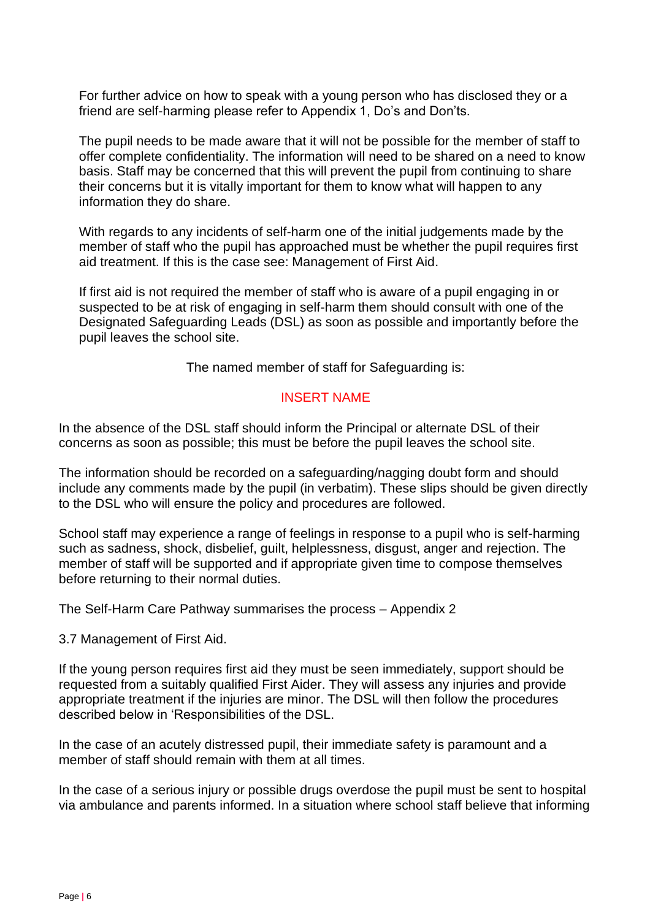For further advice on how to speak with a young person who has disclosed they or a friend are self-harming please refer to Appendix 1, Do's and Don'ts.

The pupil needs to be made aware that it will not be possible for the member of staff to offer complete confidentiality. The information will need to be shared on a need to know basis. Staff may be concerned that this will prevent the pupil from continuing to share their concerns but it is vitally important for them to know what will happen to any information they do share.

With regards to any incidents of self-harm one of the initial judgements made by the member of staff who the pupil has approached must be whether the pupil requires first aid treatment. If this is the case see: Management of First Aid.

If first aid is not required the member of staff who is aware of a pupil engaging in or suspected to be at risk of engaging in self-harm them should consult with one of the Designated Safeguarding Leads (DSL) as soon as possible and importantly before the pupil leaves the school site.

The named member of staff for Safeguarding is:

INSERT NAME

In the absence of the DSL staff should inform the Principal or alternate DSL of their concerns as soon as possible; this must be before the pupil leaves the school site.

The information should be recorded on a safeguarding/nagging doubt form and should include any comments made by the pupil (in verbatim). These slips should be given directly to the DSL who will ensure the policy and procedures are followed.

School staff may experience a range of feelings in response to a pupil who is self-harming such as sadness, shock, disbelief, guilt, helplessness, disgust, anger and rejection. The member of staff will be supported and if appropriate given time to compose themselves before returning to their normal duties.

The Self-Harm Care Pathway summarises the process – Appendix 2

3.7 Management of First Aid.

If the young person requires first aid they must be seen immediately, support should be requested from a suitably qualified First Aider. They will assess any injuries and provide appropriate treatment if the injuries are minor. The DSL will then follow the procedures described below in 'Responsibilities of the DSL.

In the case of an acutely distressed pupil, their immediate safety is paramount and a member of staff should remain with them at all times.

In the case of a serious injury or possible drugs overdose the pupil must be sent to hospital via ambulance and parents informed. In a situation where school staff believe that informing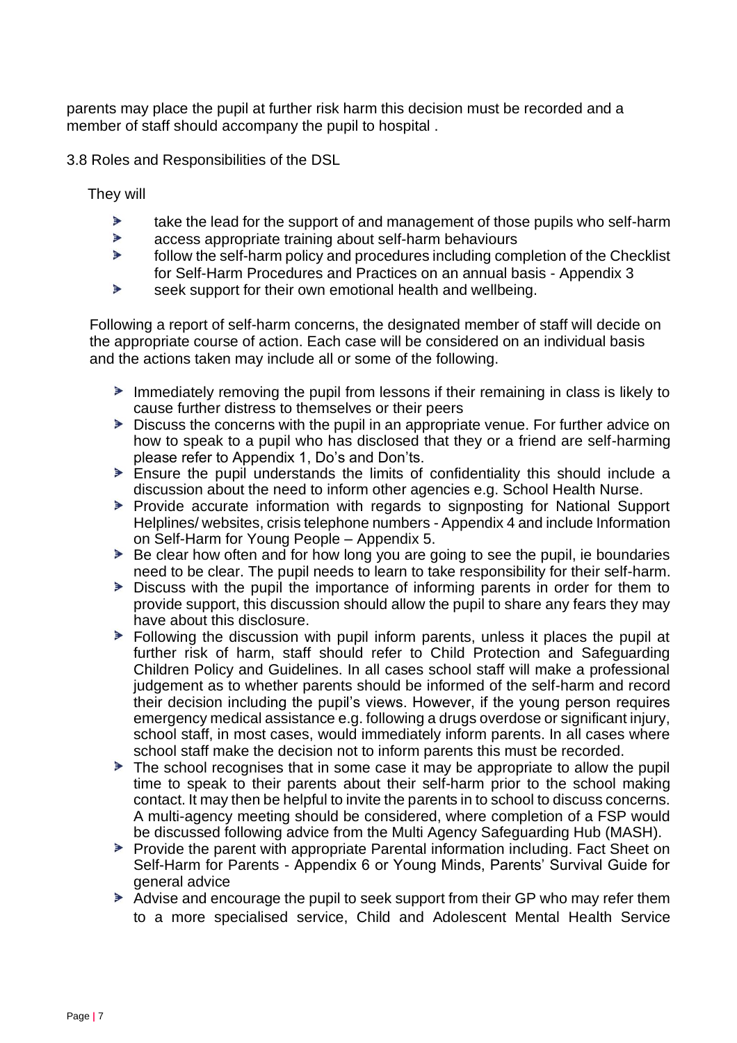parents may place the pupil at further risk harm this decision must be recorded and a member of staff should accompany the pupil to hospital .

3.8 Roles and Responsibilities of the DSL

They will

- take the lead for the support of and management of those pupils who self-harm
- access appropriate training about self-harm behaviours
- follow the self-harm policy and procedures including completion of the Checklist for Self-Harm Procedures and Practices on an annual basis - Appendix 3
- seek support for their own emotional health and wellbeing.

Following a report of self-harm concerns, the designated member of staff will decide on the appropriate course of action. Each case will be considered on an individual basis and the actions taken may include all or some of the following.

- Immediately removing the pupil from lessons if their remaining in class is likely to cause further distress to themselves or their peers
- Discuss the concerns with the pupil in an appropriate venue. For further advice on how to speak to a pupil who has disclosed that they or a friend are self-harming please refer to Appendix 1, Do's and Don'ts.
- Ensure the pupil understands the limits of confidentiality this should include a discussion about the need to inform other agencies e.g. School Health Nurse.
- Provide accurate information with regards to signposting for National Support Helplines/ websites, crisis telephone numbers - Appendix 4 and include Information on Self-Harm for Young People – Appendix 5.
- Be clear how often and for how long you are going to see the pupil, ie boundaries need to be clear. The pupil needs to learn to take responsibility for their self-harm.
- Discuss with the pupil the importance of informing parents in order for them to provide support, this discussion should allow the pupil to share any fears they may have about this disclosure.
- Following the discussion with pupil inform parents, unless it places the pupil at further risk of harm, staff should refer to Child Protection and Safeguarding Children Policy and Guidelines. In all cases school staff will make a professional judgement as to whether parents should be informed of the self-harm and record their decision including the pupil's views. However, if the young person requires emergency medical assistance e.g. following a drugs overdose or significant injury, school staff, in most cases, would immediately inform parents. In all cases where school staff make the decision not to inform parents this must be recorded.
- The school recognises that in some case it may be appropriate to allow the pupil time to speak to their parents about their self-harm prior to the school making contact. It may then be helpful to invite the parents in to school to discuss concerns. A multi-agency meeting should be considered, where completion of a FSP would be discussed following advice from the Multi Agency Safeguarding Hub (MASH).
- Provide the parent with appropriate Parental information including. Fact Sheet on Self-Harm for Parents - Appendix 6 or Young Minds, Parents' Survival Guide for general advice
- Advise and encourage the pupil to seek support from their GP who may refer them to a more specialised service, Child and Adolescent Mental Health Service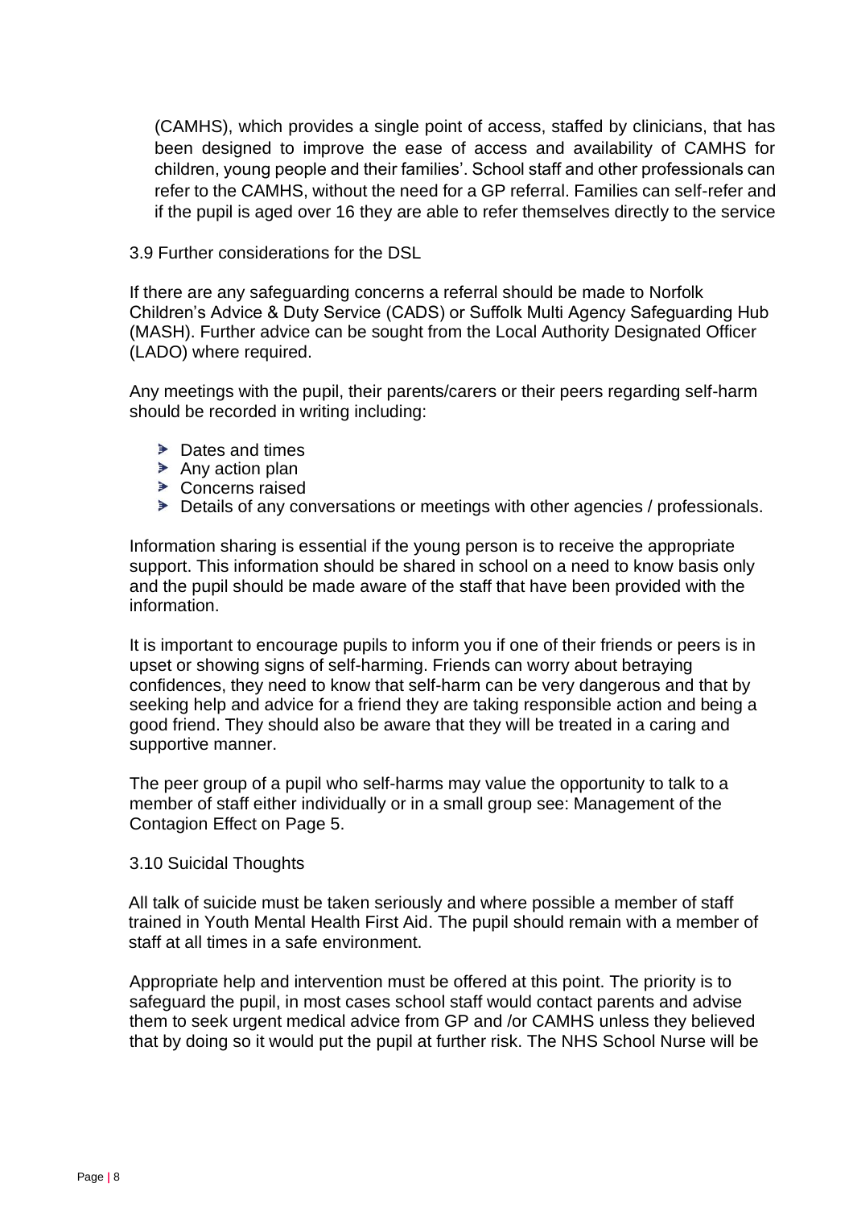(CAMHS), which provides a single point of access, staffed by clinicians, that has been designed to improve the ease of access and availability of CAMHS for children, young people and their families'. School staff and other professionals can refer to the CAMHS, without the need for a GP referral. Families can self-refer and if the pupil is aged over 16 they are able to refer themselves directly to the service

3.9 Further considerations for the DSL

If there are any safeguarding concerns a referral should be made to Norfolk Children's Advice & Duty Service (CADS) or Suffolk Multi Agency Safeguarding Hub (MASH). Further advice can be sought from the Local Authority Designated Officer (LADO) where required.

Any meetings with the pupil, their parents/carers or their peers regarding self-harm should be recorded in writing including:

- Dates and times
- Any action plan
- Concerns raised
- Details of any conversations or meetings with other agencies / professionals.

Information sharing is essential if the young person is to receive the appropriate support. This information should be shared in school on a need to know basis only and the pupil should be made aware of the staff that have been provided with the information.

It is important to encourage pupils to inform you if one of their friends or peers is in upset or showing signs of self-harming. Friends can worry about betraying confidences, they need to know that self-harm can be very dangerous and that by seeking help and advice for a friend they are taking responsible action and being a good friend. They should also be aware that they will be treated in a caring and supportive manner.

The peer group of a pupil who self-harms may value the opportunity to talk to a member of staff either individually or in a small group see: Management of the Contagion Effect on Page 5.

3.10 Suicidal Thoughts

All talk of suicide must be taken seriously and where possible a member of staff trained in Youth Mental Health First Aid. The pupil should remain with a member of staff at all times in a safe environment.

Appropriate help and intervention must be offered at this point. The priority is to safeguard the pupil, in most cases school staff would contact parents and advise them to seek urgent medical advice from GP and /or CAMHS unless they believed that by doing so it would put the pupil at further risk. The NHS School Nurse will be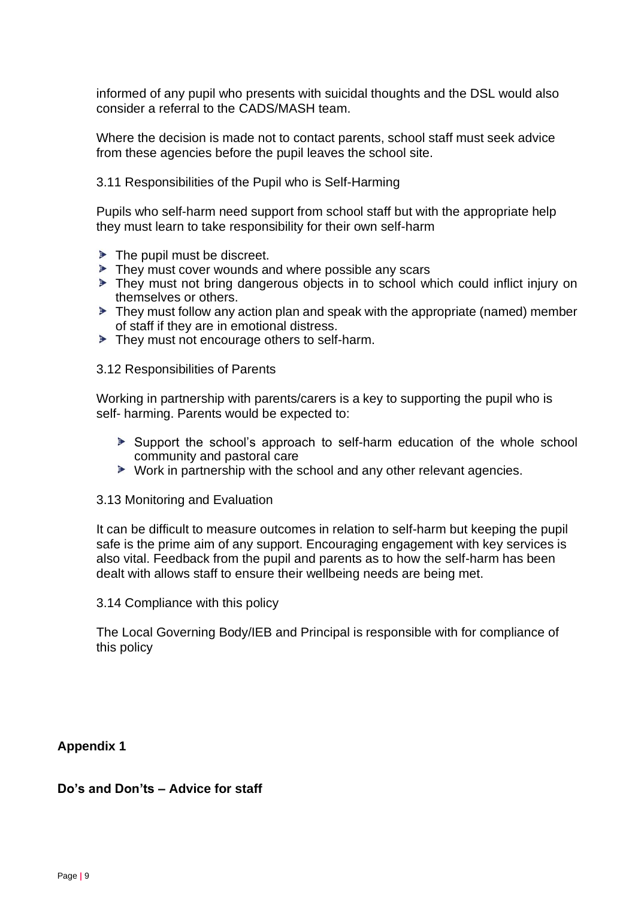informed of any pupil who presents with suicidal thoughts and the DSL would also consider a referral to the CADS/MASH team.

Where the decision is made not to contact parents, school staff must seek advice from these agencies before the pupil leaves the school site.

3.11 Responsibilities of the Pupil who is Self-Harming

Pupils who self-harm need support from school staff but with the appropriate help they must learn to take responsibility for their own self-harm

- The pupil must be discreet.
- They must cover wounds and where possible any scars
- They must not bring dangerous objects in to school which could inflict injury on themselves or others.
- They must follow any action plan and speak with the appropriate (named) member of staff if they are in emotional distress.
- They must not encourage others to self-harm.

3.12 Responsibilities of Parents

Working in partnership with parents/carers is a key to supporting the pupil who is self- harming. Parents would be expected to:

- Support the school's approach to self-harm education of the whole school community and pastoral care
- Work in partnership with the school and any other relevant agencies.

3.13 Monitoring and Evaluation

It can be difficult to measure outcomes in relation to self-harm but keeping the pupil safe is the prime aim of any support. Encouraging engagement with key services is also vital. Feedback from the pupil and parents as to how the self-harm has been dealt with allows staff to ensure their wellbeing needs are being met.

3.14 Compliance with this policy

The Local Governing Body/IEB and Principal is responsible with for compliance of this policy

**Appendix 1**

**Do's and Don'ts – Advice for staff**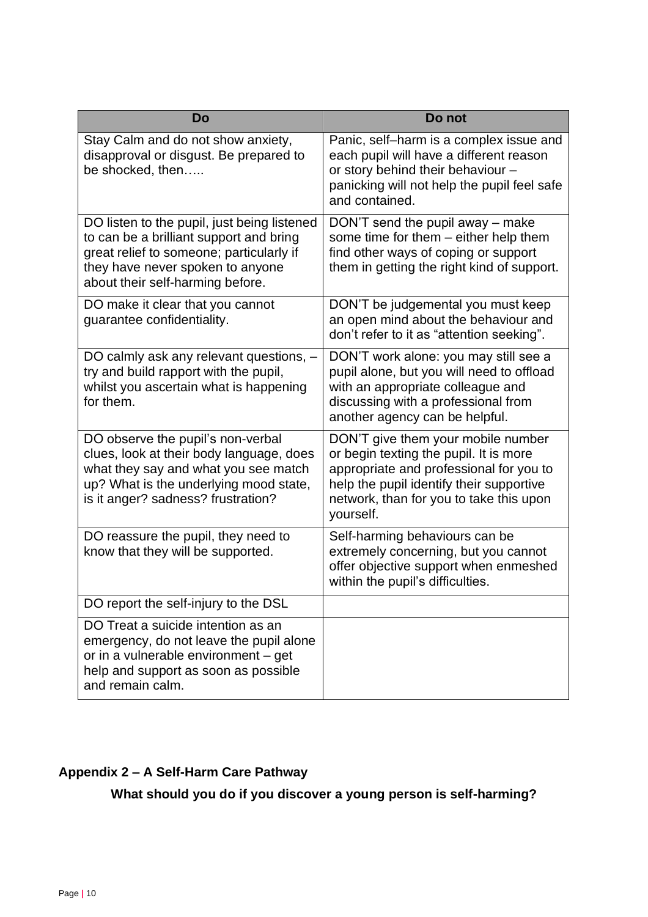| Do | Do not |
|---|---|
| Stay Calm and do not show anxiety, disapproval or disgust. Be prepared to be shocked, then….. | Panic, self–harm is a complex issue and each pupil will have a different reason or story behind their behaviour – panicking will not help the pupil feel safe and contained. |
| DO listen to the pupil, just being listened to can be a brilliant support and bring great relief to someone; particularly if they have never spoken to anyone about their self-harming before. | DON'T send the pupil away – make some time for them – either help them find other ways of coping or support them in getting the right kind of support. |
| DO make it clear that you cannot guarantee confidentiality. | DON'T be judgemental you must keep an open mind about the behaviour and don't refer to it as "attention seeking". |
| DO calmly ask any relevant questions, – try and build rapport with the pupil, whilst you ascertain what is happening for them. | DON'T work alone: you may still see a pupil alone, but you will need to offload with an appropriate colleague and discussing with a professional from another agency can be helpful. |
| DO observe the pupil's non-verbal clues, look at their body language, does what they say and what you see match up? What is the underlying mood state, is it anger? sadness? frustration? | DON'T give them your mobile number or begin texting the pupil. It is more appropriate and professional for you to help the pupil identify their supportive network, than for you to take this upon yourself. |
| DO reassure the pupil, they need to know that they will be supported. | Self-harming behaviours can be extremely concerning, but you cannot offer objective support when enmeshed within the pupil's difficulties. |
| DO report the self-injury to the DSL | |
| DO Treat a suicide intention as an emergency, do not leave the pupil alone or in a vulnerable environment – get help and support as soon as possible and remain calm. | |

## Appendix 2 – A Self-Harm Care Pathway

**What should you do if you discover a young person is self-harming?**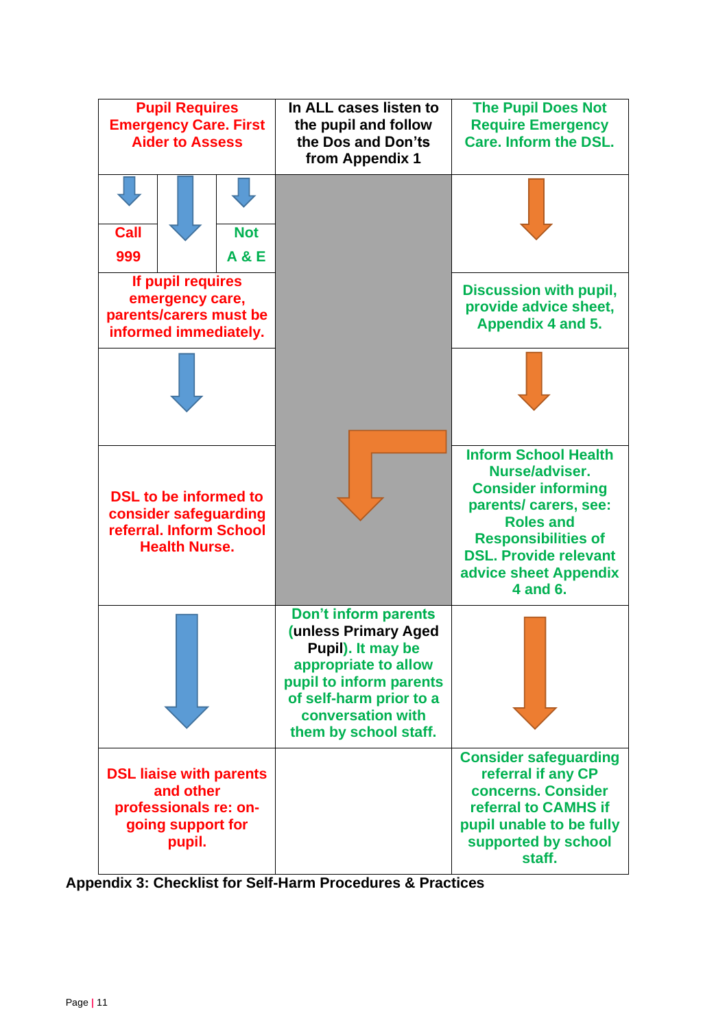| Pupil Requires Emergency Care. First Aider to Assess | In ALL cases listen to the pupil and follow the Dos and Don'ts from Appendix 1 | The Pupil Does Not Require Emergency Care. Inform the DSL. |
|---|---|---|
| Call 999 / Not A & E | | |
| If pupil requires emergency care, parents/carers must be informed immediately. | | Discussion with pupil, provide advice sheet, Appendix 4 and 5. |
| | | |
| DSL to be informed to consider safeguarding referral. Inform School Health Nurse. | | Inform School Health Nurse/adviser. Consider informing parents/ carers, see: Roles and Responsibilities of DSL. Provide relevant advice sheet Appendix 4 and 6. |
| | Don't inform parents (unless Primary Aged Pupil). It may be appropriate to allow pupil to inform parents of self-harm prior to a conversation with them by school staff. | |
| DSL liaise with parents and other professionals re: on-going support for pupil. | | Consider safeguarding referral if any CP concerns. Consider referral to CAMHS if pupil unable to be fully supported by school staff. |

**Appendix 3: Checklist for Self-Harm Procedures & Practices**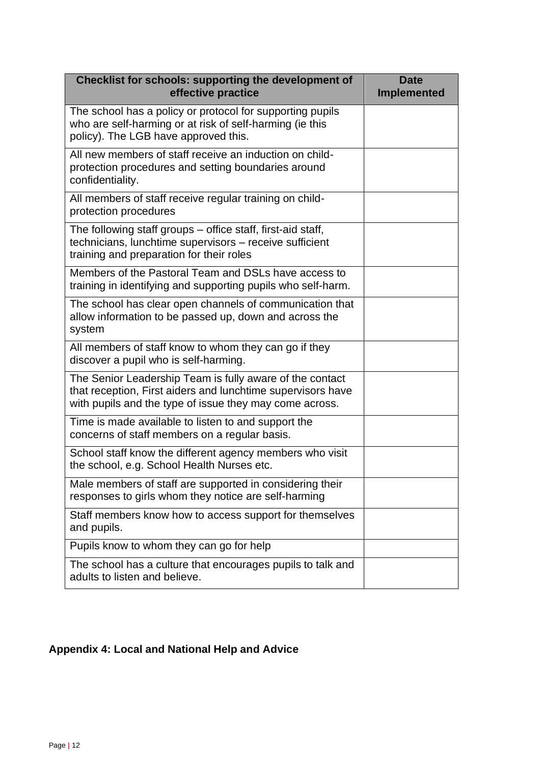| Checklist for schools: supporting the development of effective practice | Date Implemented |
| --- | --- |
| The school has a policy or protocol for supporting pupils who are self-harming or at risk of self-harming (ie this policy). The LGB have approved this. | |
| All new members of staff receive an induction on child-protection procedures and setting boundaries around confidentiality. | |
| All members of staff receive regular training on child-protection procedures | |
| The following staff groups – office staff, first-aid staff, technicians, lunchtime supervisors – receive sufficient training and preparation for their roles | |
| Members of the Pastoral Team and DSLs have access to training in identifying and supporting pupils who self-harm. | |
| The school has clear open channels of communication that allow information to be passed up, down and across the system | |
| All members of staff know to whom they can go if they discover a pupil who is self-harming. | |
| The Senior Leadership Team is fully aware of the contact that reception, First aiders and lunchtime supervisors have with pupils and the type of issue they may come across. | |
| Time is made available to listen to and support the concerns of staff members on a regular basis. | |
| School staff know the different agency members who visit the school, e.g. School Health Nurses etc. | |
| Male members of staff are supported in considering their responses to girls whom they notice are self-harming | |
| Staff members know how to access support for themselves and pupils. | |
| Pupils know to whom they can go for help | |
| The school has a culture that encourages pupils to talk and adults to listen and believe. | |

## Appendix 4: Local and National Help and Advice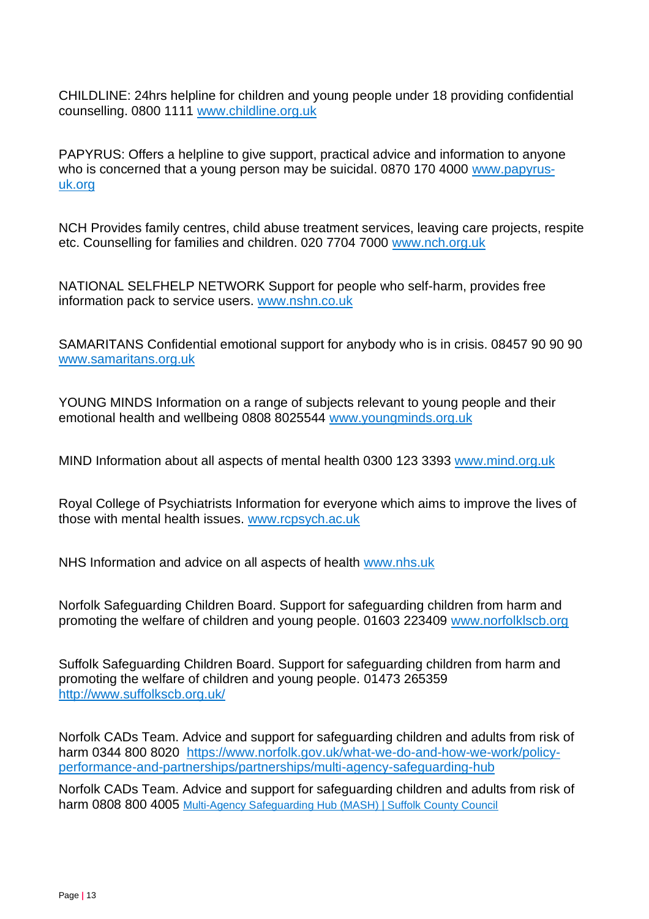CHILDLINE: 24hrs helpline for children and young people under 18 providing confidential counselling. 0800 1111 www.childline.org.uk

PAPYRUS: Offers a helpline to give support, practical advice and information to anyone who is concerned that a young person may be suicidal. 0870 170 4000 www.papyrus-uk.org

NCH Provides family centres, child abuse treatment services, leaving care projects, respite etc. Counselling for families and children. 020 7704 7000 www.nch.org.uk

NATIONAL SELFHELP NETWORK Support for people who self-harm, provides free information pack to service users. www.nshn.co.uk

SAMARITANS Confidential emotional support for anybody who is in crisis. 08457 90 90 90 www.samaritans.org.uk

YOUNG MINDS Information on a range of subjects relevant to young people and their emotional health and wellbeing 0808 8025544 www.youngminds.org.uk

MIND Information about all aspects of mental health 0300 123 3393 www.mind.org.uk

Royal College of Psychiatrists Information for everyone which aims to improve the lives of those with mental health issues. www.rcpsych.ac.uk

NHS Information and advice on all aspects of health www.nhs.uk

Norfolk Safeguarding Children Board. Support for safeguarding children from harm and promoting the welfare of children and young people. 01603 223409 www.norfolklscb.org

Suffolk Safeguarding Children Board. Support for safeguarding children from harm and promoting the welfare of children and young people. 01473 265359 http://www.suffolkscb.org.uk/

Norfolk CADs Team. Advice and support for safeguarding children and adults from risk of harm 0344 800 8020 https://www.norfolk.gov.uk/what-we-do-and-how-we-work/policy-performance-and-partnerships/partnerships/multi-agency-safeguarding-hub

Norfolk CADs Team. Advice and support for safeguarding children and adults from risk of harm 0808 800 4005 Multi-Agency Safeguarding Hub (MASH) | Suffolk County Council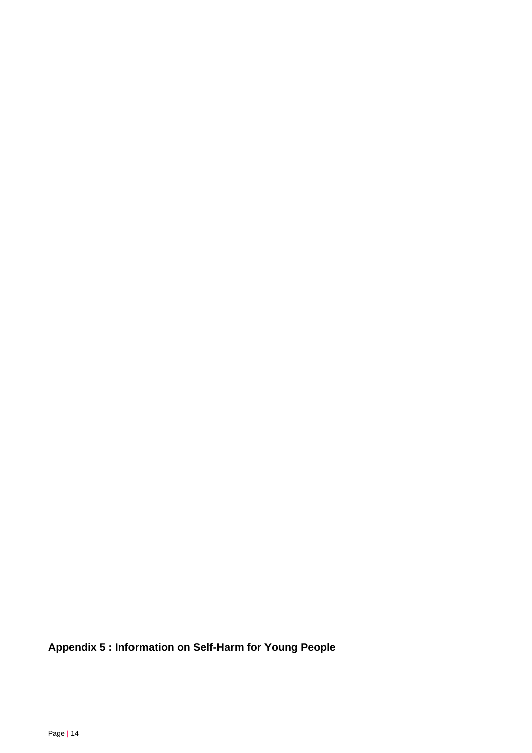**Appendix 5 : Information on Self-Harm for Young People**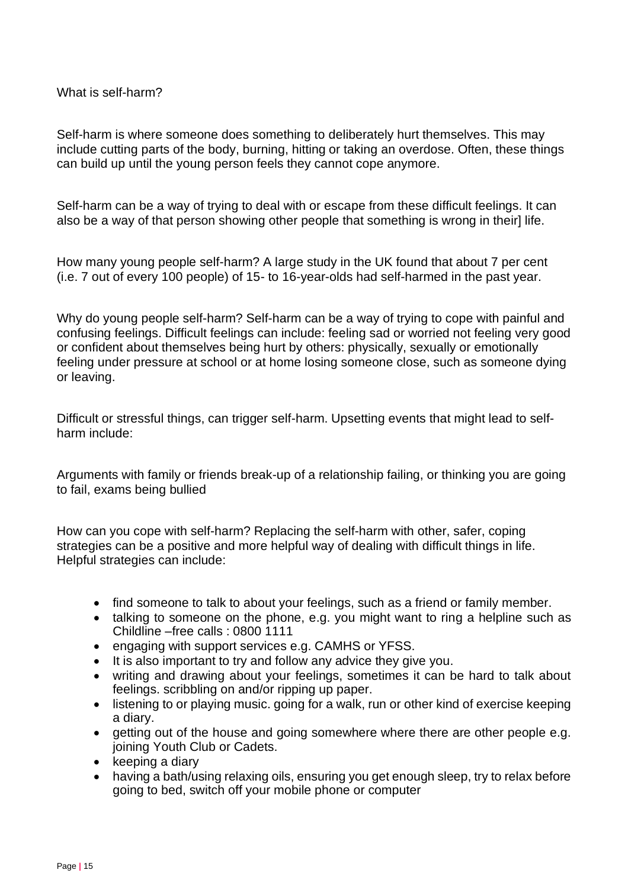What is self-harm?

Self-harm is where someone does something to deliberately hurt themselves. This may include cutting parts of the body, burning, hitting or taking an overdose. Often, these things can build up until the young person feels they cannot cope anymore.

Self-harm can be a way of trying to deal with or escape from these difficult feelings. It can also be a way of that person showing other people that something is wrong in their] life.

How many young people self-harm? A large study in the UK found that about 7 per cent (i.e. 7 out of every 100 people) of 15- to 16-year-olds had self-harmed in the past year.

Why do young people self-harm? Self-harm can be a way of trying to cope with painful and confusing feelings. Difficult feelings can include: feeling sad or worried not feeling very good or confident about themselves being hurt by others: physically, sexually or emotionally feeling under pressure at school or at home losing someone close, such as someone dying or leaving.

Difficult or stressful things, can trigger self-harm. Upsetting events that might lead to self-harm include:

Arguments with family or friends break-up of a relationship failing, or thinking you are going to fail, exams being bullied

How can you cope with self-harm? Replacing the self-harm with other, safer, coping strategies can be a positive and more helpful way of dealing with difficult things in life. Helpful strategies can include:

- find someone to talk to about your feelings, such as a friend or family member.
- talking to someone on the phone, e.g. you might want to ring a helpline such as Childline –free calls : 0800 1111
- engaging with support services e.g. CAMHS or YFSS.
- It is also important to try and follow any advice they give you.
- writing and drawing about your feelings, sometimes it can be hard to talk about feelings. scribbling on and/or ripping up paper.
- listening to or playing music. going for a walk, run or other kind of exercise keeping a diary.
- getting out of the house and going somewhere where there are other people e.g. joining Youth Club or Cadets.
- keeping a diary
- having a bath/using relaxing oils, ensuring you get enough sleep, try to relax before going to bed, switch off your mobile phone or computer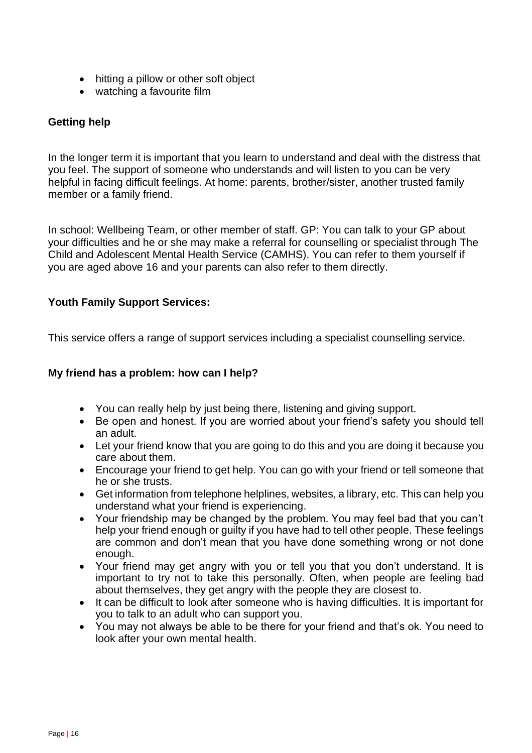- hitting a pillow or other soft object
- watching a favourite film

**Getting help**

In the longer term it is important that you learn to understand and deal with the distress that you feel. The support of someone who understands and will listen to you can be very helpful in facing difficult feelings. At home: parents, brother/sister, another trusted family member or a family friend.

In school: Wellbeing Team, or other member of staff. GP: You can talk to your GP about your difficulties and he or she may make a referral for counselling or specialist through The Child and Adolescent Mental Health Service (CAMHS). You can refer to them yourself if you are aged above 16 and your parents can also refer to them directly.

**Youth Family Support Services:**

This service offers a range of support services including a specialist counselling service.

**My friend has a problem: how can I help?**

- You can really help by just being there, listening and giving support.
- Be open and honest. If you are worried about your friend's safety you should tell an adult.
- Let your friend know that you are going to do this and you are doing it because you care about them.
- Encourage your friend to get help. You can go with your friend or tell someone that he or she trusts.
- Get information from telephone helplines, websites, a library, etc. This can help you understand what your friend is experiencing.
- Your friendship may be changed by the problem. You may feel bad that you can't help your friend enough or guilty if you have had to tell other people. These feelings are common and don't mean that you have done something wrong or not done enough.
- Your friend may get angry with you or tell you that you don't understand. It is important to try not to take this personally. Often, when people are feeling bad about themselves, they get angry with the people they are closest to.
- It can be difficult to look after someone who is having difficulties. It is important for you to talk to an adult who can support you.
- You may not always be able to be there for your friend and that's ok. You need to look after your own mental health.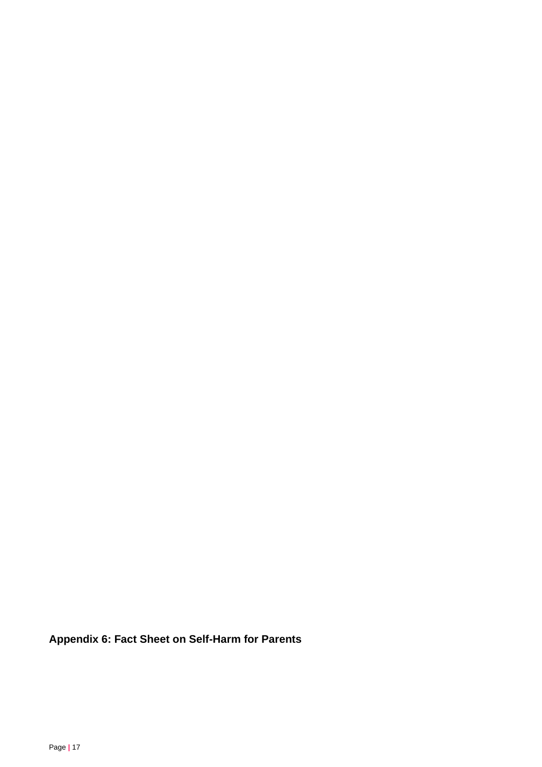**Appendix 6: Fact Sheet on Self-Harm for Parents**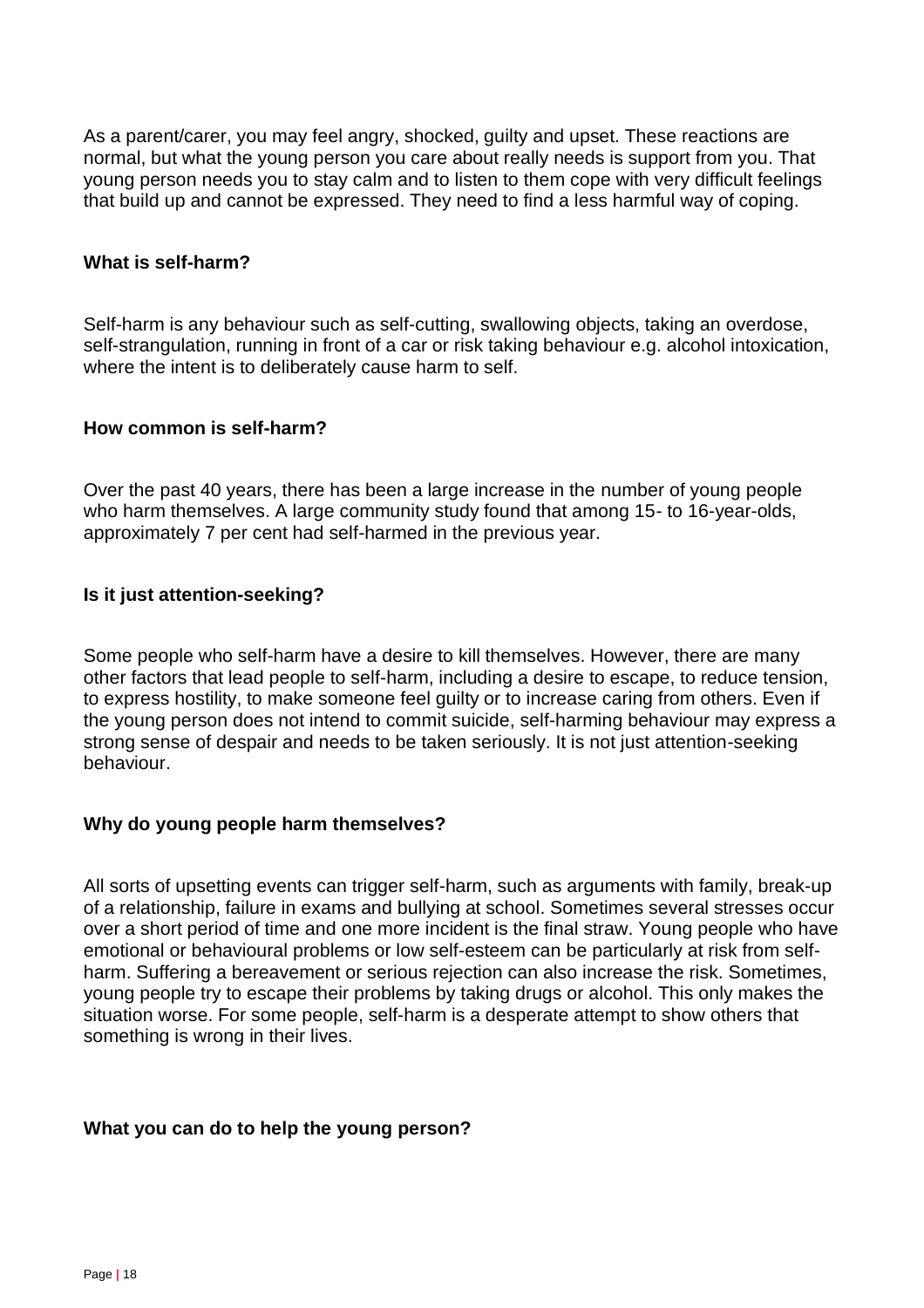As a parent/carer, you may feel angry, shocked, guilty and upset. These reactions are normal, but what the young person you care about really needs is support from you. That young person needs you to stay calm and to listen to them cope with very difficult feelings that build up and cannot be expressed. They need to find a less harmful way of coping.

**What is self-harm?**

Self-harm is any behaviour such as self-cutting, swallowing objects, taking an overdose, self-strangulation, running in front of a car or risk taking behaviour e.g. alcohol intoxication, where the intent is to deliberately cause harm to self.

**How common is self-harm?**

Over the past 40 years, there has been a large increase in the number of young people who harm themselves. A large community study found that among 15- to 16-year-olds, approximately 7 per cent had self-harmed in the previous year.

**Is it just attention-seeking?**

Some people who self-harm have a desire to kill themselves. However, there are many other factors that lead people to self-harm, including a desire to escape, to reduce tension, to express hostility, to make someone feel guilty or to increase caring from others. Even if the young person does not intend to commit suicide, self-harming behaviour may express a strong sense of despair and needs to be taken seriously. It is not just attention-seeking behaviour.

**Why do young people harm themselves?**

All sorts of upsetting events can trigger self-harm, such as arguments with family, break-up of a relationship, failure in exams and bullying at school. Sometimes several stresses occur over a short period of time and one more incident is the final straw. Young people who have emotional or behavioural problems or low self-esteem can be particularly at risk from self-harm. Suffering a bereavement or serious rejection can also increase the risk. Sometimes, young people try to escape their problems by taking drugs or alcohol. This only makes the situation worse. For some people, self-harm is a desperate attempt to show others that something is wrong in their lives.

**What you can do to help the young person?**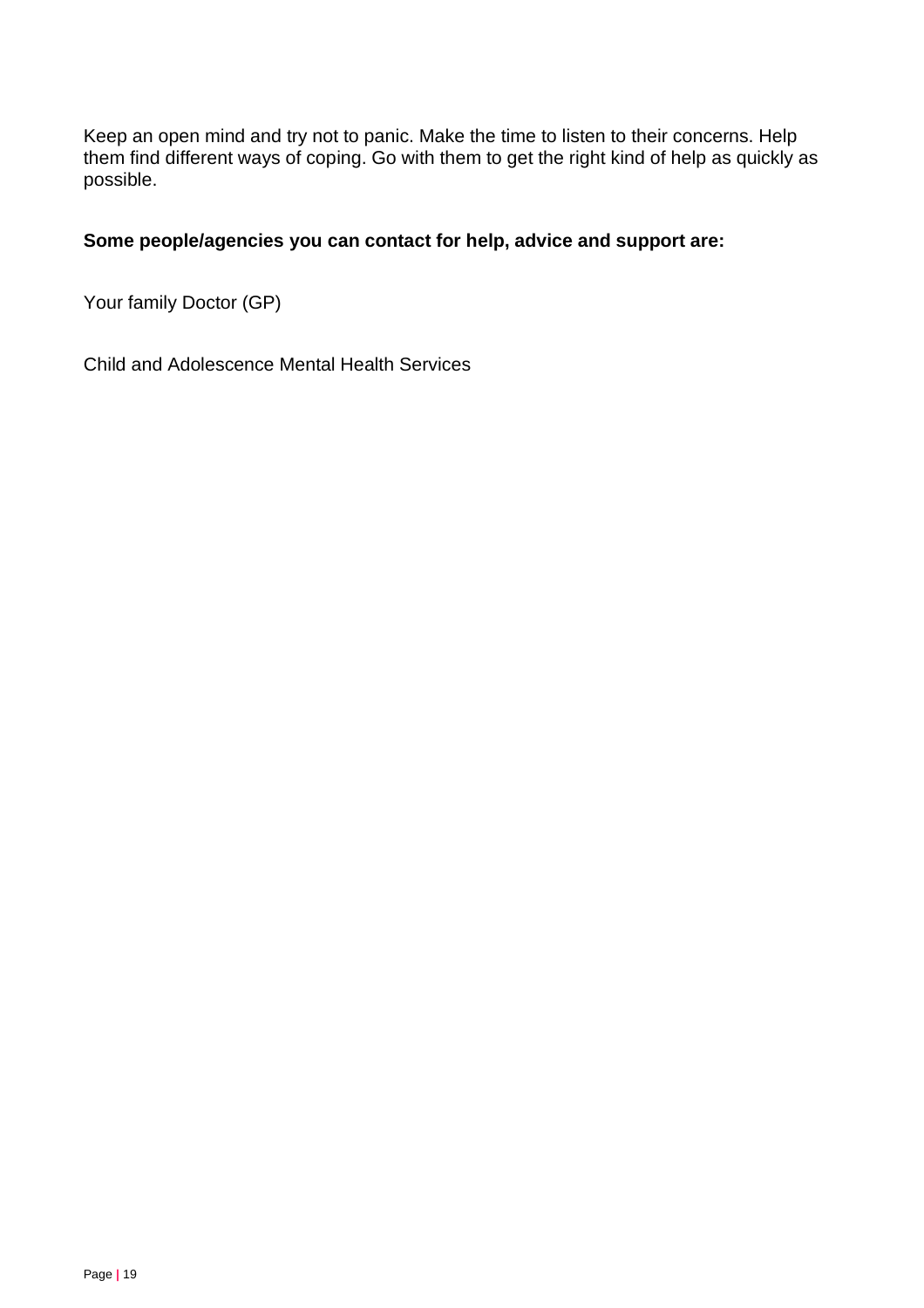Keep an open mind and try not to panic. Make the time to listen to their concerns. Help them find different ways of coping. Go with them to get the right kind of help as quickly as possible.

**Some people/agencies you can contact for help, advice and support are:**

Your family Doctor (GP)

Child and Adolescence Mental Health Services